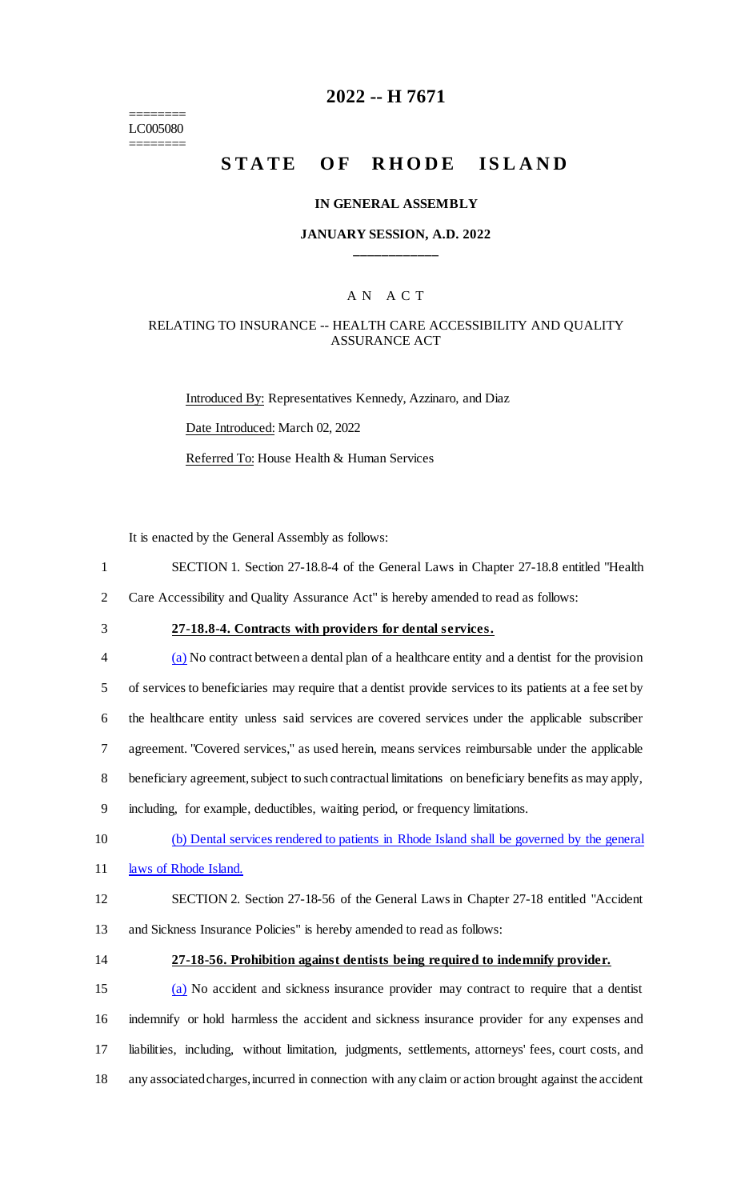========
LC005080
========

# 2022 -- H 7671

# STATE OF RHODE ISLAND

### IN GENERAL ASSEMBLY

### JANUARY SESSION, A.D. 2022

____________

A N A C T

RELATING TO INSURANCE -- HEALTH CARE ACCESSIBILITY AND QUALITY ASSURANCE ACT

Introduced By: Representatives Kennedy, Azzinaro, and Diaz

Date Introduced: March 02, 2022

Referred To: House Health & Human Services

It is enacted by the General Assembly as follows:

1 SECTION 1. Section 27-18.8-4 of the General Laws in Chapter 27-18.8 entitled "Health
2 Care Accessibility and Quality Assurance Act" is hereby amended to read as follows:

3 **27-18.8-4. Contracts with providers for dental services.**

4 (a) No contract between a dental plan of a healthcare entity and a dentist for the provision
5 of services to beneficiaries may require that a dentist provide services to its patients at a fee set by
6 the healthcare entity unless said services are covered services under the applicable subscriber
7 agreement. "Covered services," as used herein, means services reimbursable under the applicable
8 beneficiary agreement, subject to such contractual limitations on beneficiary benefits as may apply,
9 including, for example, deductibles, waiting period, or frequency limitations.

10 (b) Dental services rendered to patients in Rhode Island shall be governed by the general
11 laws of Rhode Island.

12 SECTION 2. Section 27-18-56 of the General Laws in Chapter 27-18 entitled "Accident
13 and Sickness Insurance Policies" is hereby amended to read as follows:

14 **27-18-56. Prohibition against dentists being required to indemnify provider.**

15 (a) No accident and sickness insurance provider may contract to require that a dentist
16 indemnify or hold harmless the accident and sickness insurance provider for any expenses and
17 liabilities, including, without limitation, judgments, settlements, attorneys' fees, court costs, and
18 any associated charges, incurred in connection with any claim or action brought against the accident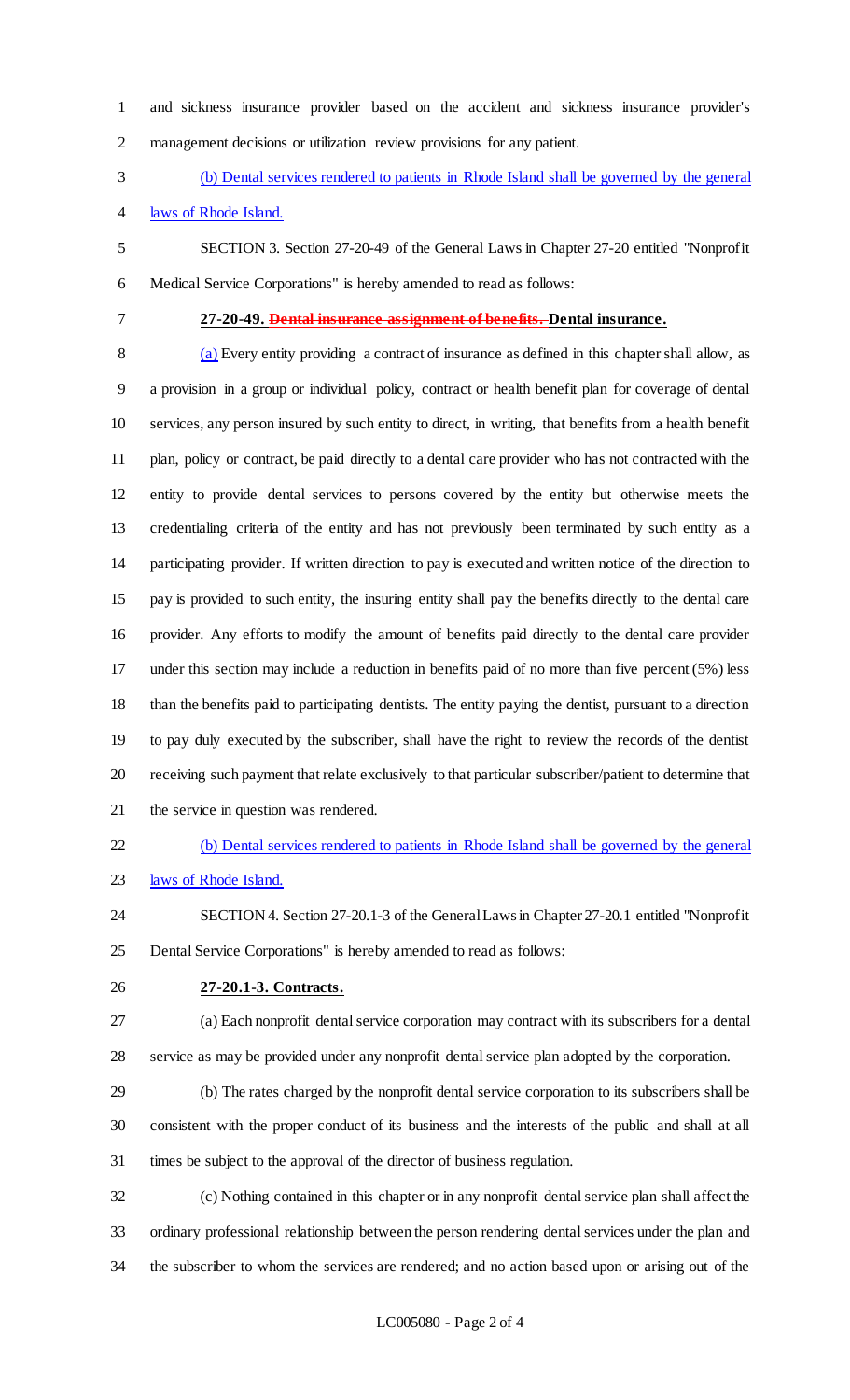and sickness insurance provider based on the accident and sickness insurance provider's management decisions or utilization review provisions for any patient.

(b) Dental services rendered to patients in Rhode Island shall be governed by the general laws of Rhode Island.

SECTION 3. Section 27-20-49 of the General Laws in Chapter 27-20 entitled "Nonprofit Medical Service Corporations" is hereby amended to read as follows:

**27-20-49. ~~Dental insurance assignment of benefits.~~ Dental insurance.**

(a) Every entity providing a contract of insurance as defined in this chapter shall allow, as a provision in a group or individual policy, contract or health benefit plan for coverage of dental services, any person insured by such entity to direct, in writing, that benefits from a health benefit plan, policy or contract, be paid directly to a dental care provider who has not contracted with the entity to provide dental services to persons covered by the entity but otherwise meets the credentialing criteria of the entity and has not previously been terminated by such entity as a participating provider. If written direction to pay is executed and written notice of the direction to pay is provided to such entity, the insuring entity shall pay the benefits directly to the dental care provider. Any efforts to modify the amount of benefits paid directly to the dental care provider under this section may include a reduction in benefits paid of no more than five percent (5%) less than the benefits paid to participating dentists. The entity paying the dentist, pursuant to a direction to pay duly executed by the subscriber, shall have the right to review the records of the dentist receiving such payment that relate exclusively to that particular subscriber/patient to determine that the service in question was rendered.

(b) Dental services rendered to patients in Rhode Island shall be governed by the general laws of Rhode Island.

SECTION 4. Section 27-20.1-3 of the General Laws in Chapter 27-20.1 entitled "Nonprofit Dental Service Corporations" is hereby amended to read as follows:

**27-20.1-3. Contracts.**

(a) Each nonprofit dental service corporation may contract with its subscribers for a dental service as may be provided under any nonprofit dental service plan adopted by the corporation.

(b) The rates charged by the nonprofit dental service corporation to its subscribers shall be consistent with the proper conduct of its business and the interests of the public and shall at all times be subject to the approval of the director of business regulation.

(c) Nothing contained in this chapter or in any nonprofit dental service plan shall affect the ordinary professional relationship between the person rendering dental services under the plan and the subscriber to whom the services are rendered; and no action based upon or arising out of the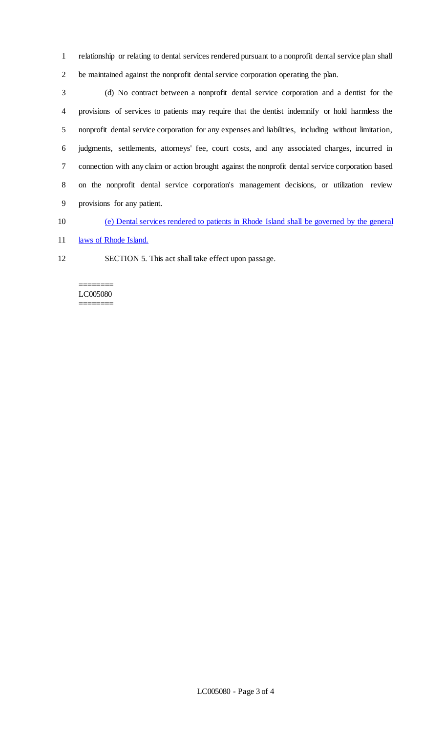relationship or relating to dental services rendered pursuant to a nonprofit dental service plan shall be maintained against the nonprofit dental service corporation operating the plan.

(d) No contract between a nonprofit dental service corporation and a dentist for the provisions of services to patients may require that the dentist indemnify or hold harmless the nonprofit dental service corporation for any expenses and liabilities, including without limitation, judgments, settlements, attorneys' fee, court costs, and any associated charges, incurred in connection with any claim or action brought against the nonprofit dental service corporation based on the nonprofit dental service corporation's management decisions, or utilization review provisions for any patient.

(e) Dental services rendered to patients in Rhode Island shall be governed by the general laws of Rhode Island.

SECTION 5. This act shall take effect upon passage.

========
LC005080
========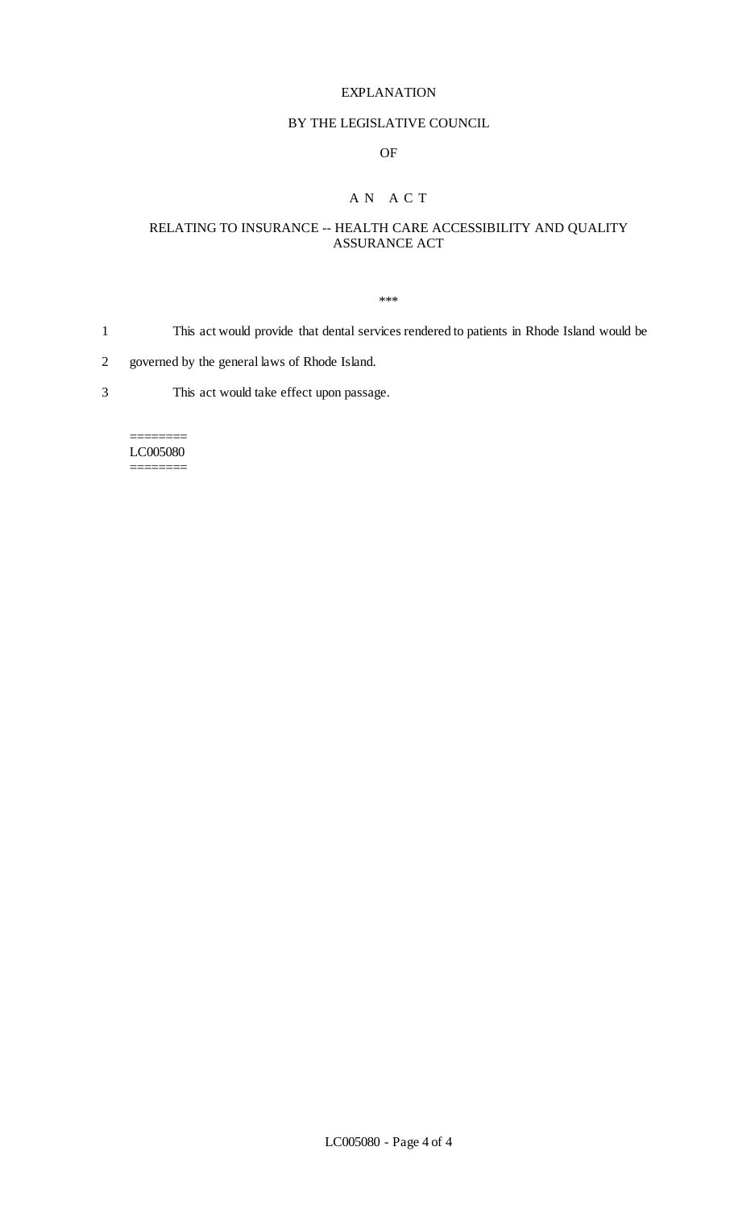EXPLANATION

BY THE LEGISLATIVE COUNCIL

OF

# A N A C T

## RELATING TO INSURANCE -- HEALTH CARE ACCESSIBILITY AND QUALITY ASSURANCE ACT

\*\*\*

1 This act would provide that dental services rendered to patients in Rhode Island would be

2 governed by the general laws of Rhode Island.

3 This act would take effect upon passage.

========
LC005080
========